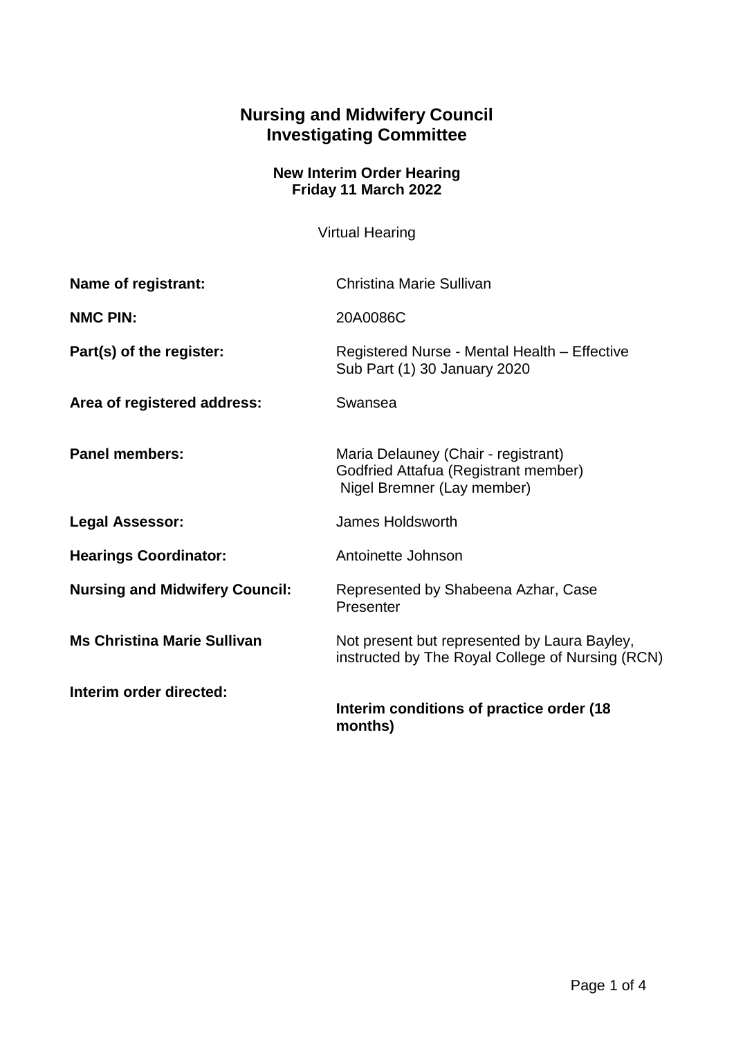# Nursing and Midwifery Council
# Investigating Committee

### New Interim Order Hearing
### Friday 11 March 2022

Virtual Hearing

| | |
|---|---|
| **Name of registrant:** | Christina Marie Sullivan |
| **NMC PIN:** | 20A0086C |
| **Part(s) of the register:** | Registered Nurse - Mental Health – Effective Sub Part (1) 30 January 2020 |
| **Area of registered address:** | Swansea |
| **Panel members:** | Maria Delauney (Chair - registrant)<br>Godfried Attafua (Registrant member)<br>Nigel Bremner (Lay member) |
| **Legal Assessor:** | James Holdsworth |
| **Hearings Coordinator:** | Antoinette Johnson |
| **Nursing and Midwifery Council:** | Represented by Shabeena Azhar, Case Presenter |
| **Ms Christina Marie Sullivan** | Not present but represented by Laura Bayley, instructed by The Royal College of Nursing (RCN) |
| **Interim order directed:** | **Interim conditions of practice order (18 months)** |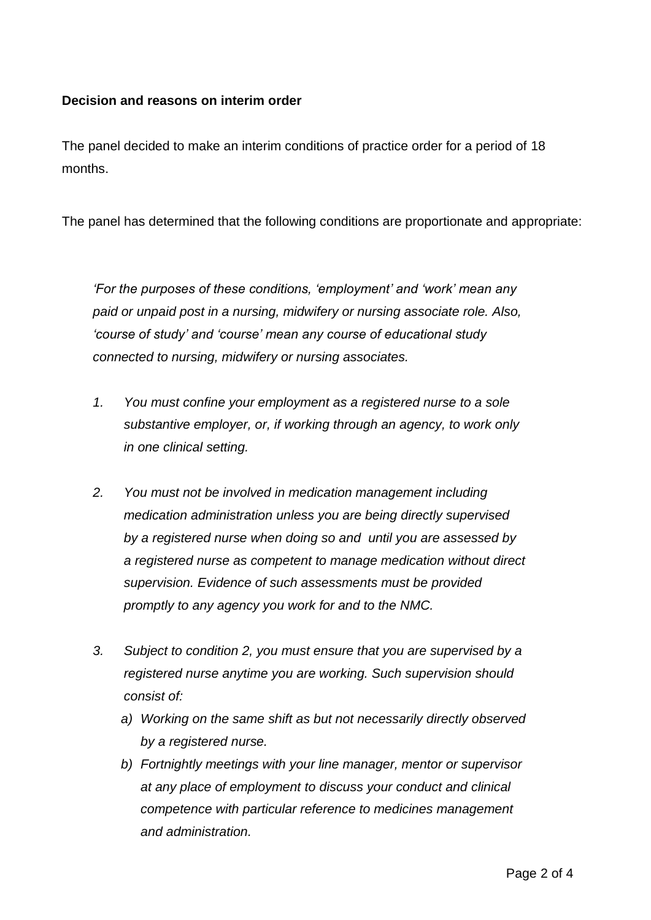**Decision and reasons on interim order**

The panel decided to make an interim conditions of practice order for a period of 18 months.

The panel has determined that the following conditions are proportionate and appropriate:

*'For the purposes of these conditions, 'employment' and 'work' mean any paid or unpaid post in a nursing, midwifery or nursing associate role. Also, 'course of study' and 'course' mean any course of educational study connected to nursing, midwifery or nursing associates.*

1. *You must confine your employment as a registered nurse to a sole substantive employer, or, if working through an agency, to work only in one clinical setting.*

2. *You must not be involved in medication management including medication administration unless you are being directly supervised by a registered nurse when doing so and until you are assessed by a registered nurse as competent to manage medication without direct supervision. Evidence of such assessments must be provided promptly to any agency you work for and to the NMC.*

3. *Subject to condition 2, you must ensure that you are supervised by a registered nurse anytime you are working. Such supervision should consist of:*
   a) *Working on the same shift as but not necessarily directly observed by a registered nurse.*
   b) *Fortnightly meetings with your line manager, mentor or supervisor at any place of employment to discuss your conduct and clinical competence with particular reference to medicines management and administration.*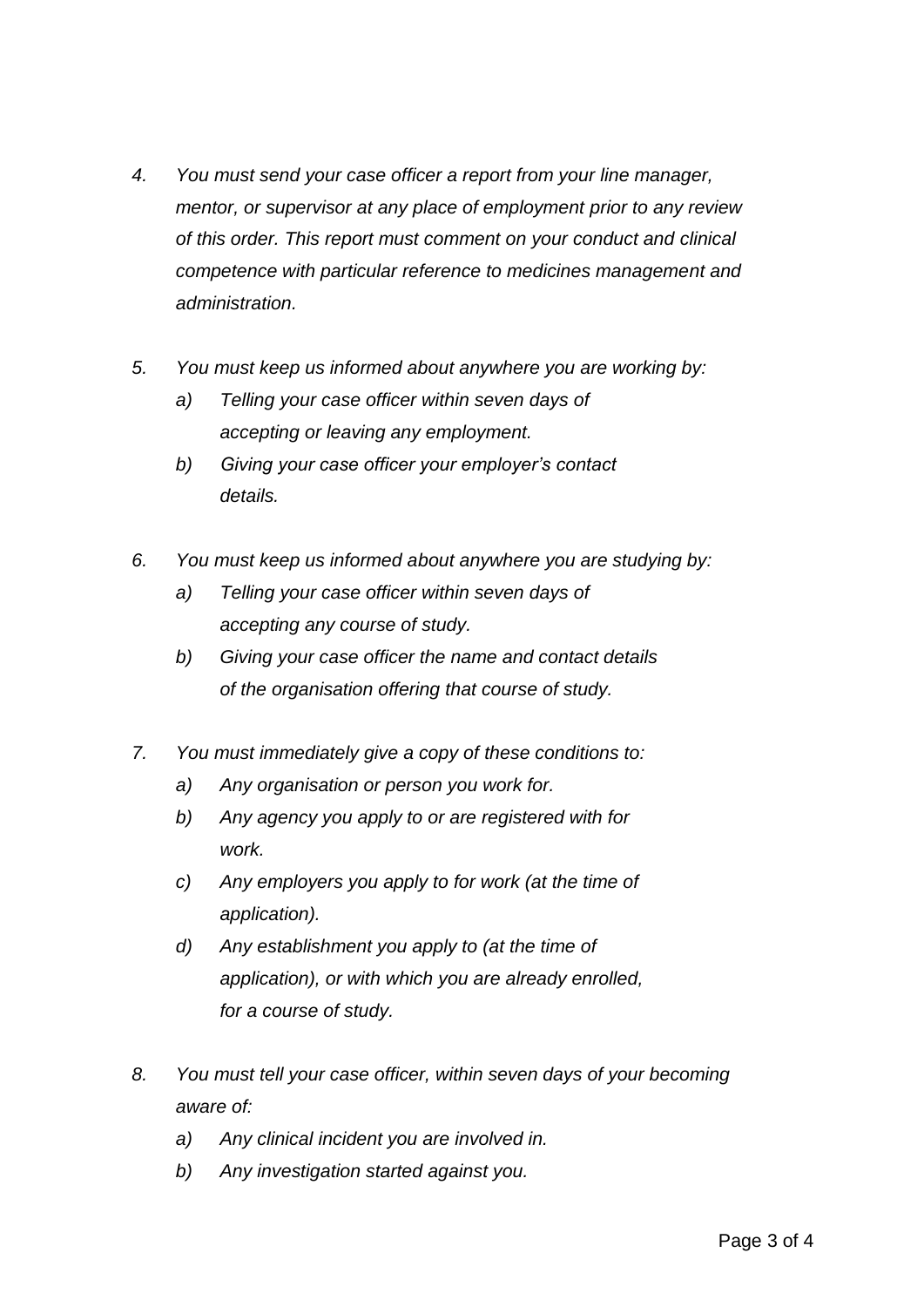4. *You must send your case officer a report from your line manager, mentor, or supervisor at any place of employment prior to any review of this order. This report must comment on your conduct and clinical competence with particular reference to medicines management and administration.*

5. *You must keep us informed about anywhere you are working by:*
   a) *Telling your case officer within seven days of accepting or leaving any employment.*
   b) *Giving your case officer your employer's contact details.*

6. *You must keep us informed about anywhere you are studying by:*
   a) *Telling your case officer within seven days of accepting any course of study.*
   b) *Giving your case officer the name and contact details of the organisation offering that course of study.*

7. *You must immediately give a copy of these conditions to:*
   a) *Any organisation or person you work for.*
   b) *Any agency you apply to or are registered with for work.*
   c) *Any employers you apply to for work (at the time of application).*
   d) *Any establishment you apply to (at the time of application), or with which you are already enrolled, for a course of study.*

8. *You must tell your case officer, within seven days of your becoming aware of:*
   a) *Any clinical incident you are involved in.*
   b) *Any investigation started against you.*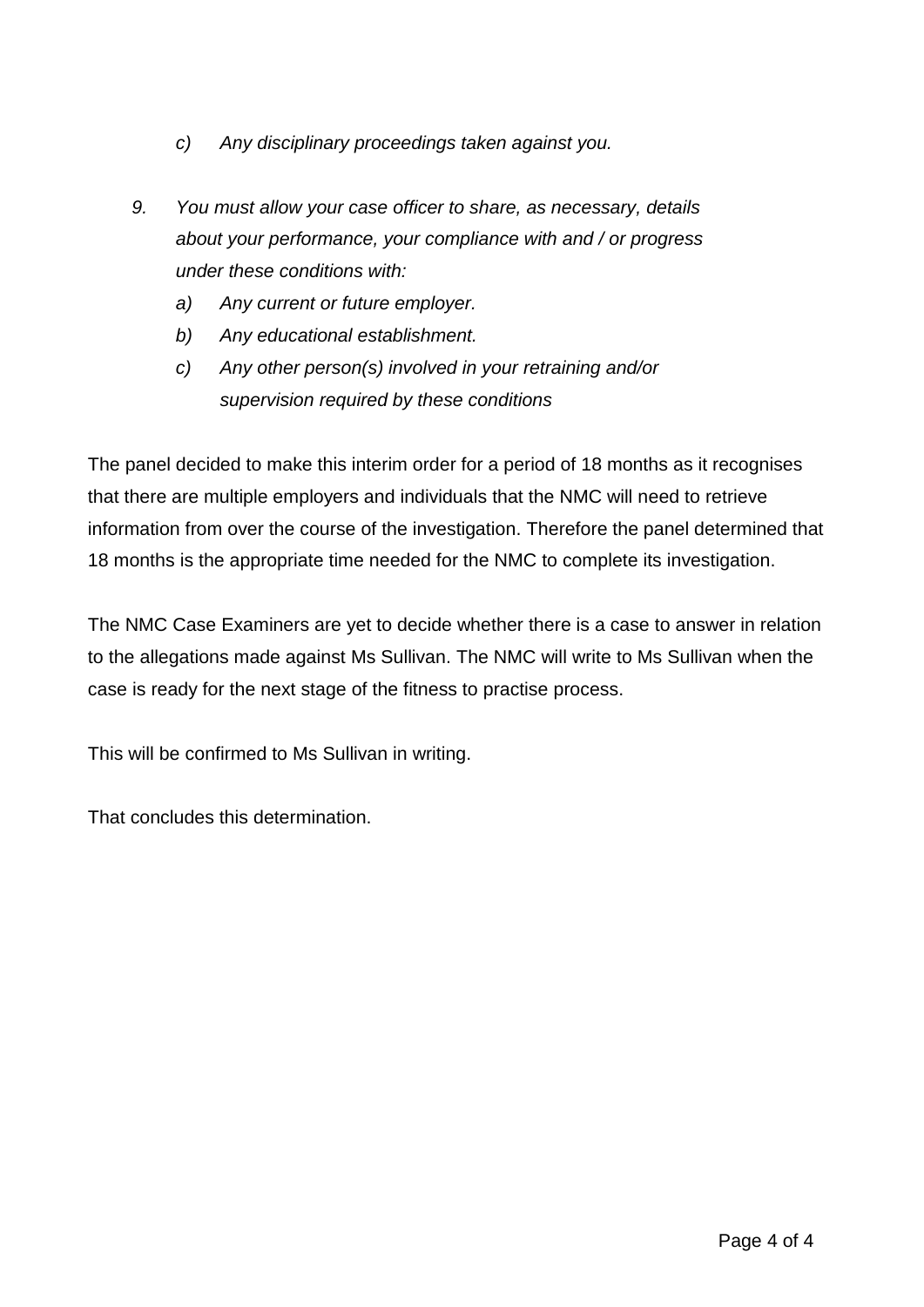c) *Any disciplinary proceedings taken against you.*

9. *You must allow your case officer to share, as necessary, details about your performance, your compliance with and / or progress under these conditions with:*
   a) *Any current or future employer.*
   b) *Any educational establishment.*
   c) *Any other person(s) involved in your retraining and/or supervision required by these conditions*

The panel decided to make this interim order for a period of 18 months as it recognises that there are multiple employers and individuals that the NMC will need to retrieve information from over the course of the investigation. Therefore the panel determined that 18 months is the appropriate time needed for the NMC to complete its investigation.

The NMC Case Examiners are yet to decide whether there is a case to answer in relation to the allegations made against Ms Sullivan. The NMC will write to Ms Sullivan when the case is ready for the next stage of the fitness to practise process.

This will be confirmed to Ms Sullivan in writing.

That concludes this determination.